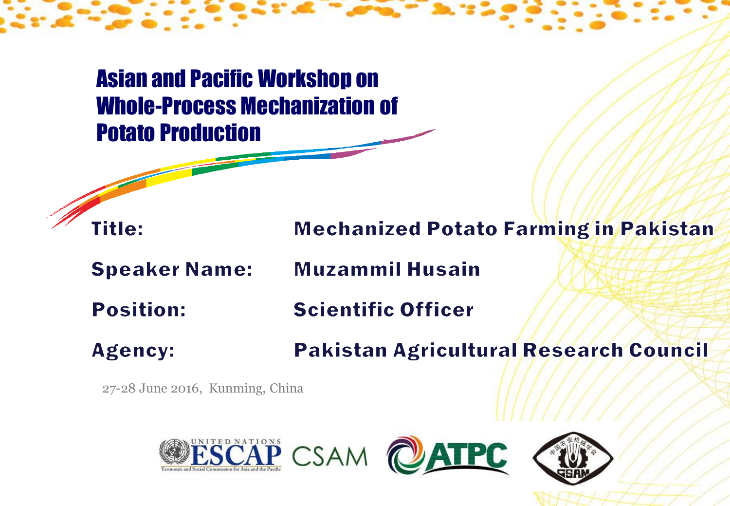# Asian and Pacific Workshop on Whole-Process Mechanization of Potato Production

**Title:** Mechanized Potato Farming in Pakistan

**Speaker Name:** Muzammil Husain

**Position:** Scientific Officer

**Agency:** Pakistan Agricultural Research Council

27-28 June 2016, Kunming, China

UNITED NATIONS ESCAP — Economic and Social Commission for Asia and the Pacific | CSAM | ATPC | CSAM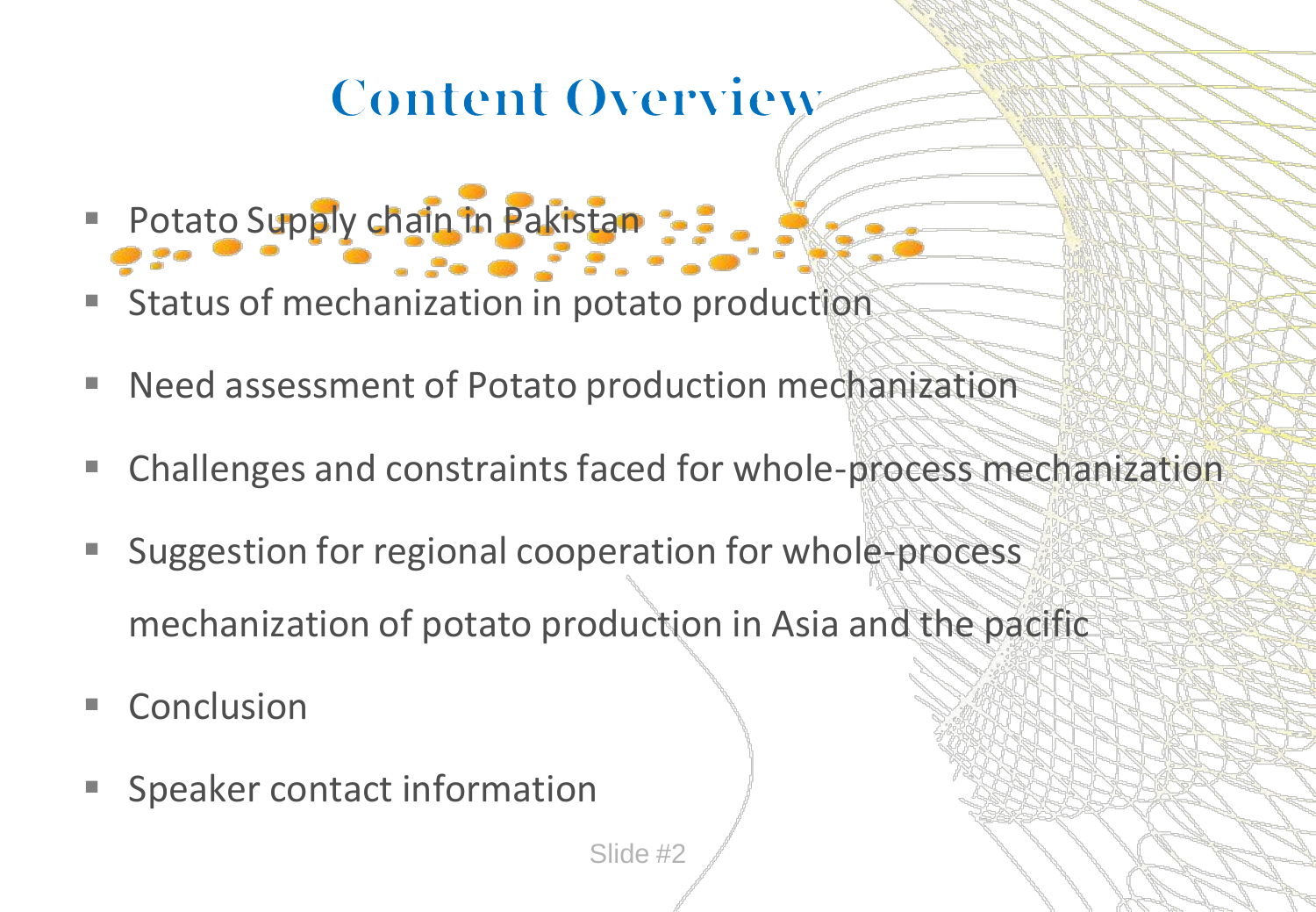# Content Overview

- Potato Supply chain in Pakistan
- Status of mechanization in potato production
- Need assessment of Potato production mechanization
- Challenges and constraints faced for whole-process mechanization
- Suggestion for regional cooperation for whole-process mechanization of potato production in Asia and the pacific
- Conclusion
- Speaker contact information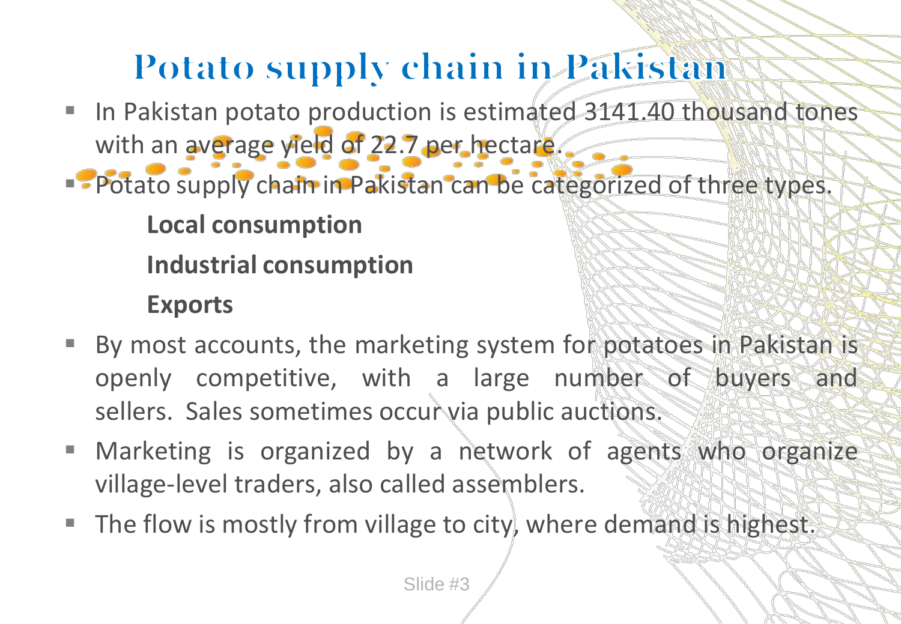# Potato supply chain in Pakistan

- In Pakistan potato production is estimated 3141.40 thousand tones with an average yield of 22.7 per hectare.
- Potato supply chain in Pakistan can be categorized of three types.

  **Local consumption**

  **Industrial consumption**

  **Exports**

- By most accounts, the marketing system for potatoes in Pakistan is openly competitive, with a large number of buyers and sellers. Sales sometimes occur via public auctions.
- Marketing is organized by a network of agents who organize village-level traders, also called assemblers.
- The flow is mostly from village to city, where demand is highest.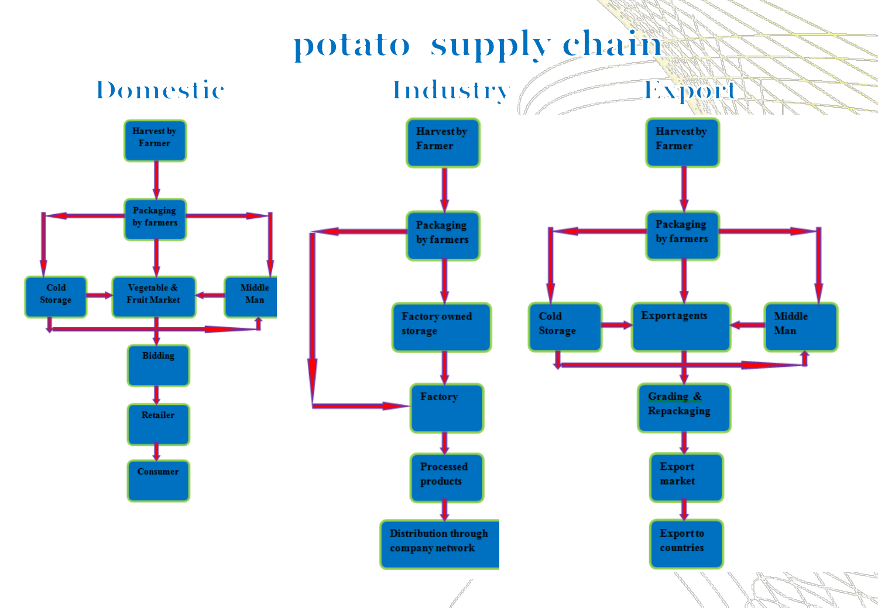# potato supply chain

## Domestic

Harvest by Farmer

Packaging by farmers

Cold Storage

Vegetable & Fruit Market

Middle Man

Bidding

Retailer

Consumer

## Industry

Harvest by Farmer

Packaging by farmers

Factory owned storage

Factory

Processed products

Distribution through company network

## Export

Harvest by Farmer

Packaging by farmers

Cold Storage

Export agents

Middle Man

Grading & Repackaging

Export market

Export to countries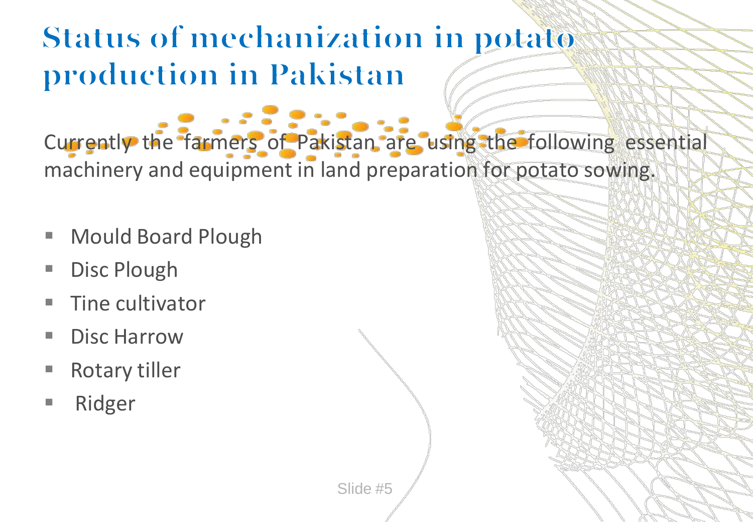# Status of mechanization in potato production in Pakistan

Currently the farmers of Pakistan are using the following essential machinery and equipment in land preparation for potato sowing.

- Mould Board Plough
- Disc Plough
- Tine cultivator
- Disc Harrow
- Rotary tiller
- Ridger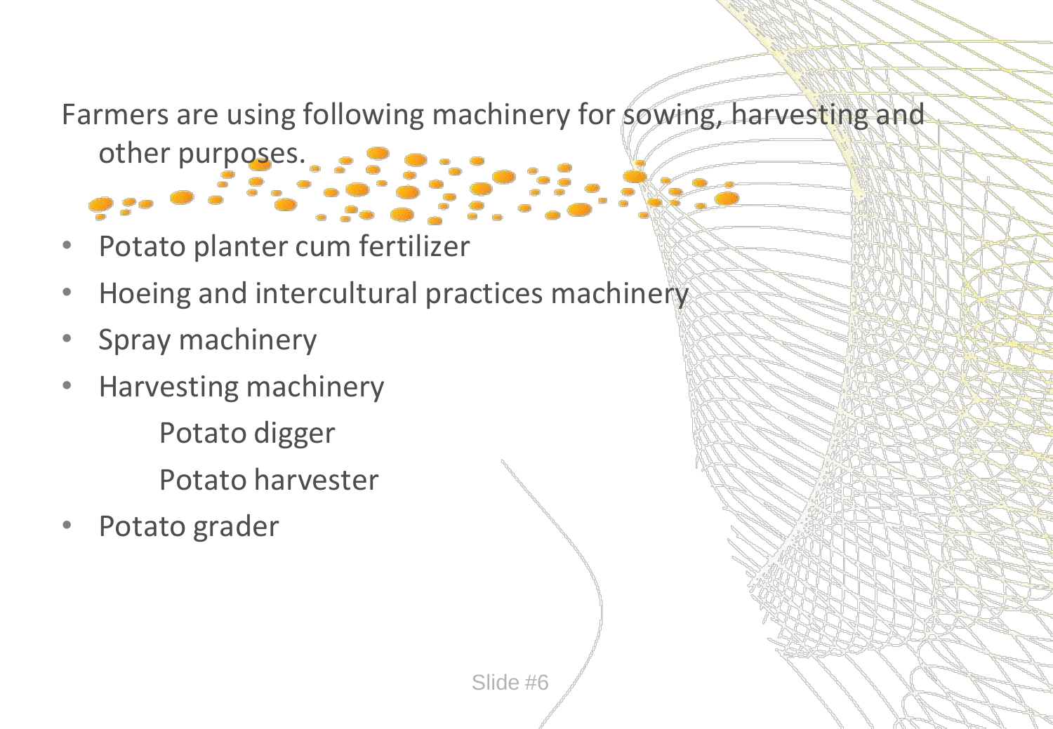Farmers are using following machinery for sowing, harvesting and other purposes.

- Potato planter cum fertilizer
- Hoeing and intercultural practices machinery
- Spray machinery
- Harvesting machinery
  - Potato digger
  - Potato harvester
- Potato grader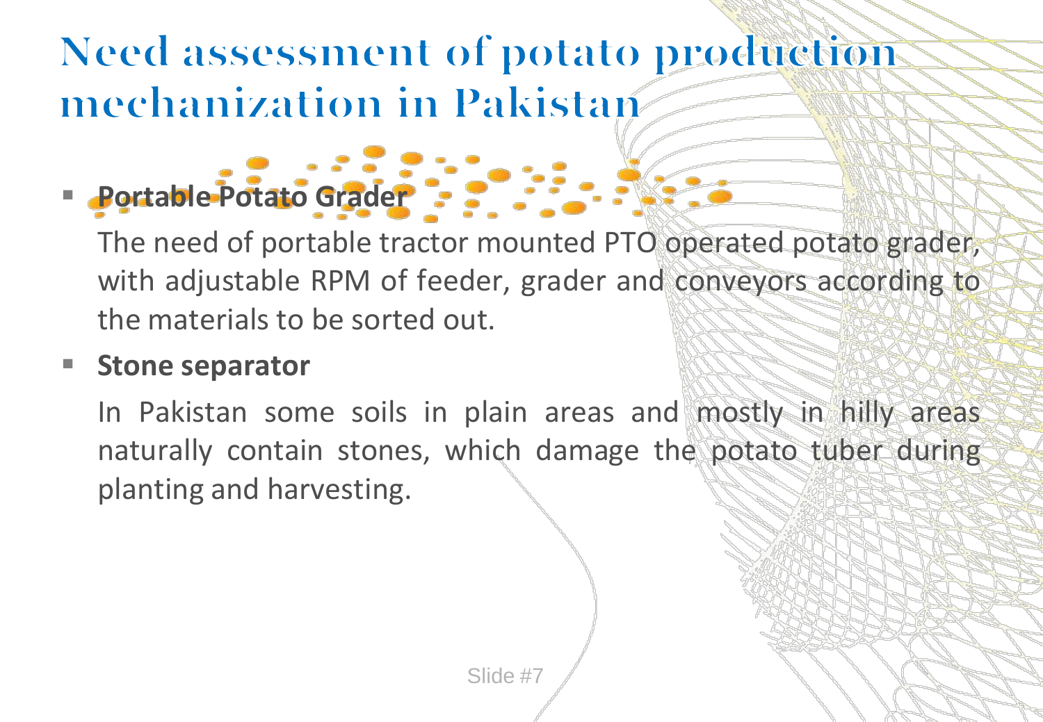# Need assessment of potato production mechanization in Pakistan

- **Portable Potato Grader**

  The need of portable tractor mounted PTO operated potato grader, with adjustable RPM of feeder, grader and conveyors according to the materials to be sorted out.

- **Stone separator**

  In Pakistan some soils in plain areas and mostly in hilly areas naturally contain stones, which damage the potato tuber during planting and harvesting.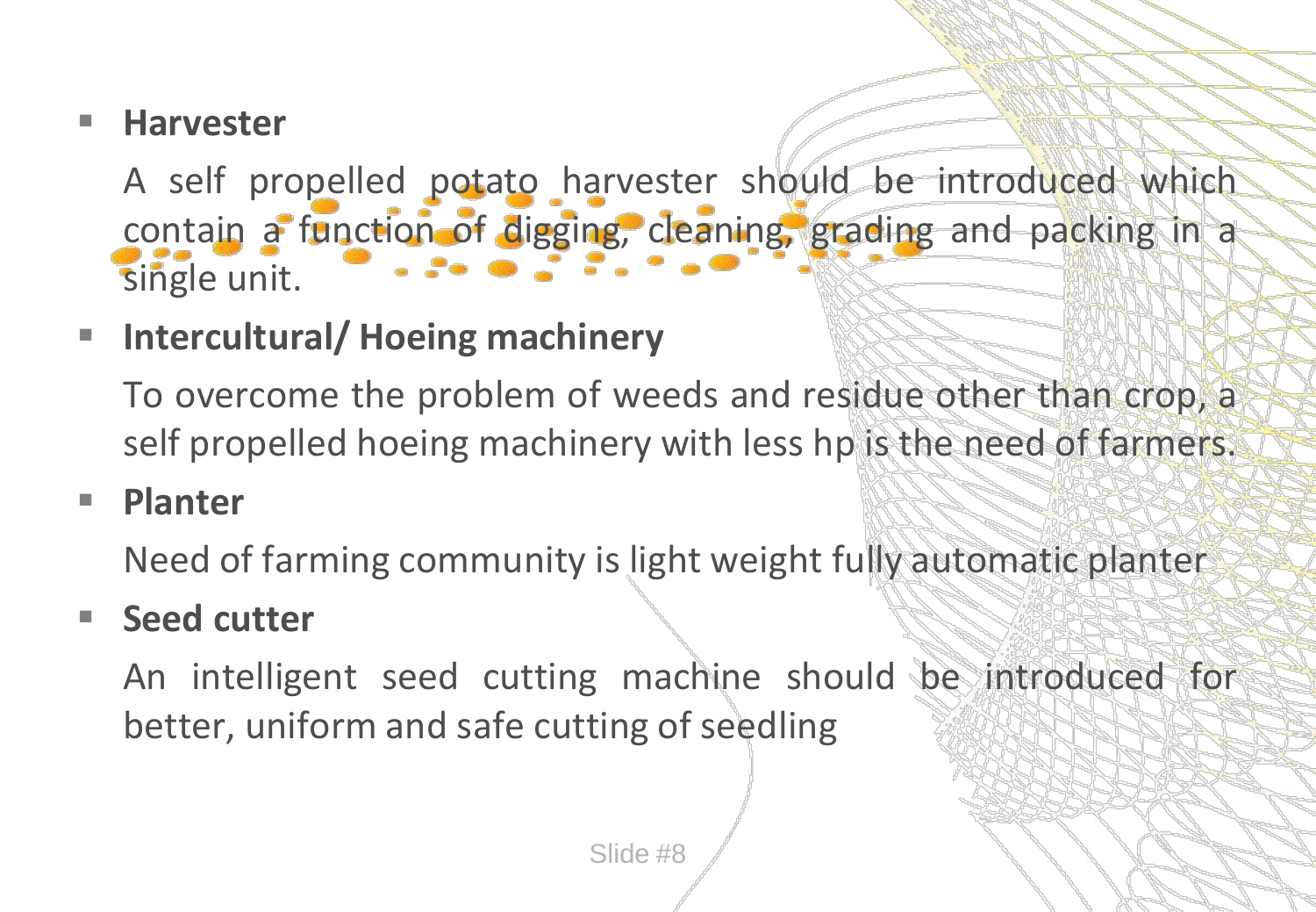- **Harvester**

  A self propelled potato harvester should be introduced which contain a function of digging, cleaning, grading and packing in a single unit.

- **Intercultural/ Hoeing machinery**

  To overcome the problem of weeds and residue other than crop, a self propelled hoeing machinery with less hp is the need of farmers.

- **Planter**

  Need of farming community is light weight fully automatic planter

- **Seed cutter**

  An intelligent seed cutting machine should be introduced for better, uniform and safe cutting of seedling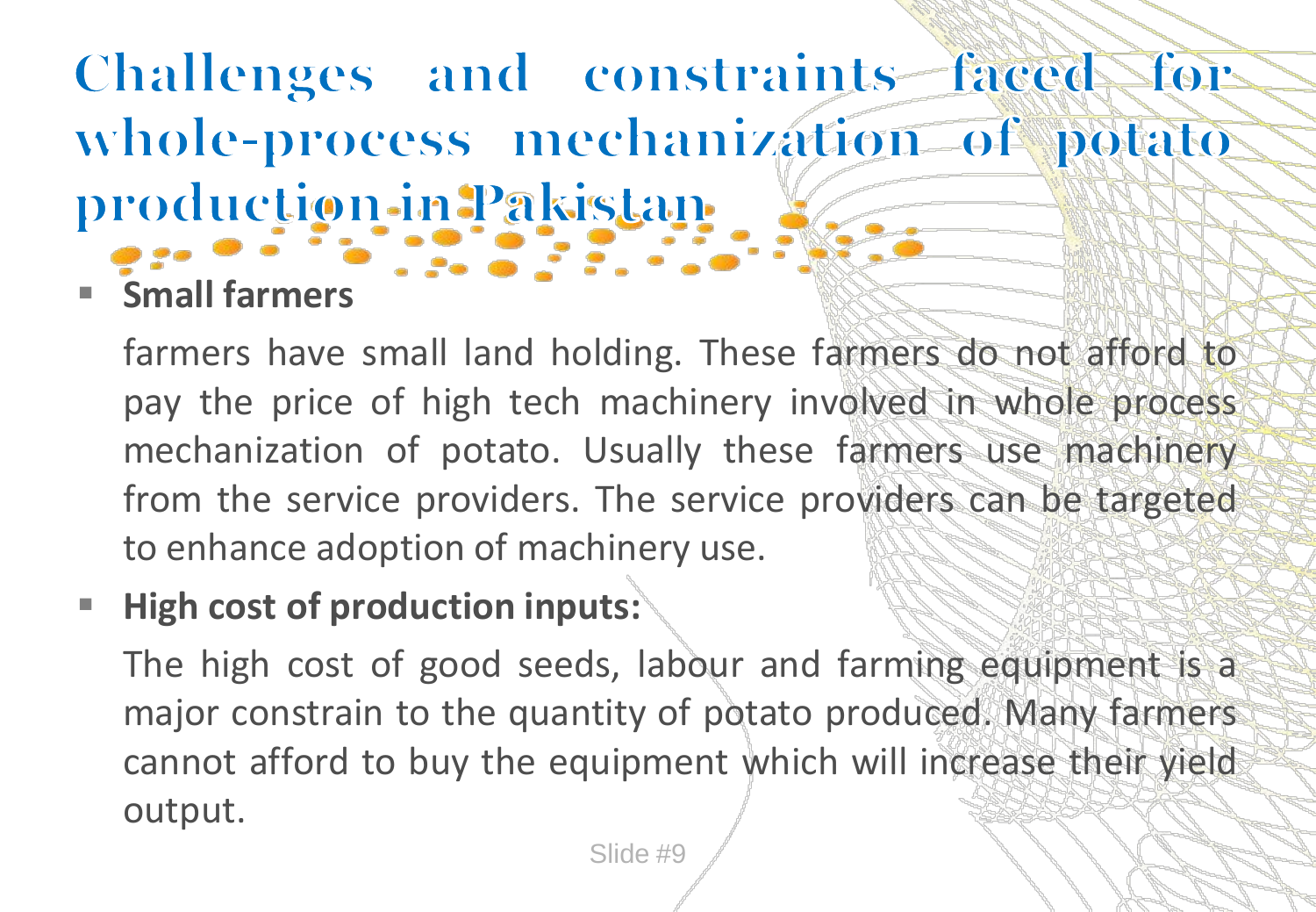# Challenges and constraints faced for whole-process mechanization of potato production in Pakistan

- **Small farmers**

  farmers have small land holding. These farmers do not afford to pay the price of high tech machinery involved in whole process mechanization of potato. Usually these farmers use machinery from the service providers. The service providers can be targeted to enhance adoption of machinery use.

- **High cost of production inputs:**

  The high cost of good seeds, labour and farming equipment is a major constrain to the quantity of potato produced. Many farmers cannot afford to buy the equipment which will increase their yield output.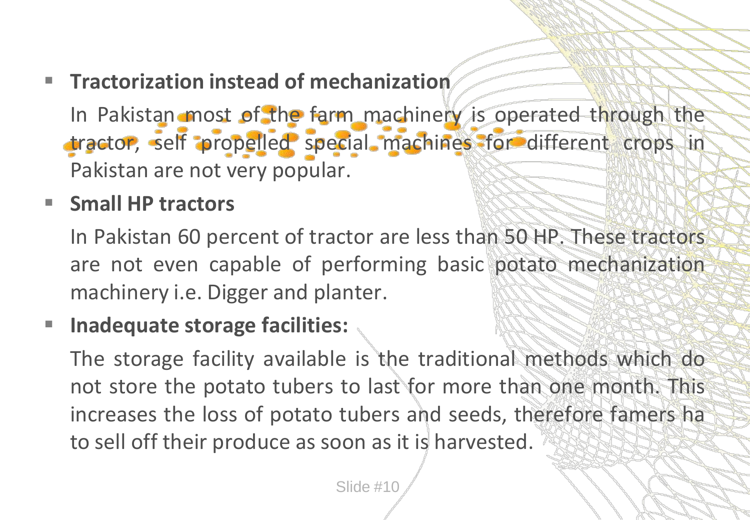- **Tractorization instead of mechanization**

  In Pakistan most of the farm machinery is operated through the tractor, self propelled special machines for different crops in Pakistan are not very popular.

- **Small HP tractors**

  In Pakistan 60 percent of tractor are less than 50 HP. These tractors are not even capable of performing basic potato mechanization machinery i.e. Digger and planter.

- **Inadequate storage facilities:**

  The storage facility available is the traditional methods which do not store the potato tubers to last for more than one month. This increases the loss of potato tubers and seeds, therefore famers ha to sell off their produce as soon as it is harvested.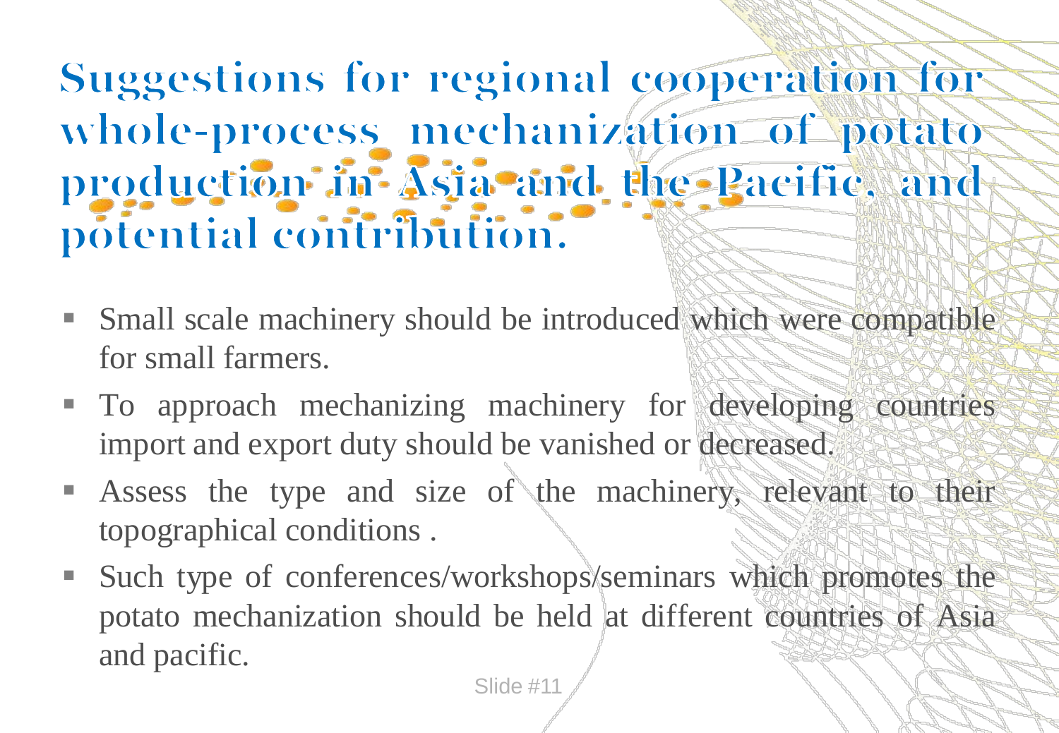# Suggestions for regional cooperation for whole-process mechanization of potato production in Asia and the Pacific, and potential contribution.

- Small scale machinery should be introduced which were compatible for small farmers.
- To approach mechanizing machinery for developing countries import and export duty should be vanished or decreased.
- Assess the type and size of the machinery, relevant to their topographical conditions .
- Such type of conferences/workshops/seminars which promotes the potato mechanization should be held at different countries of Asia and pacific.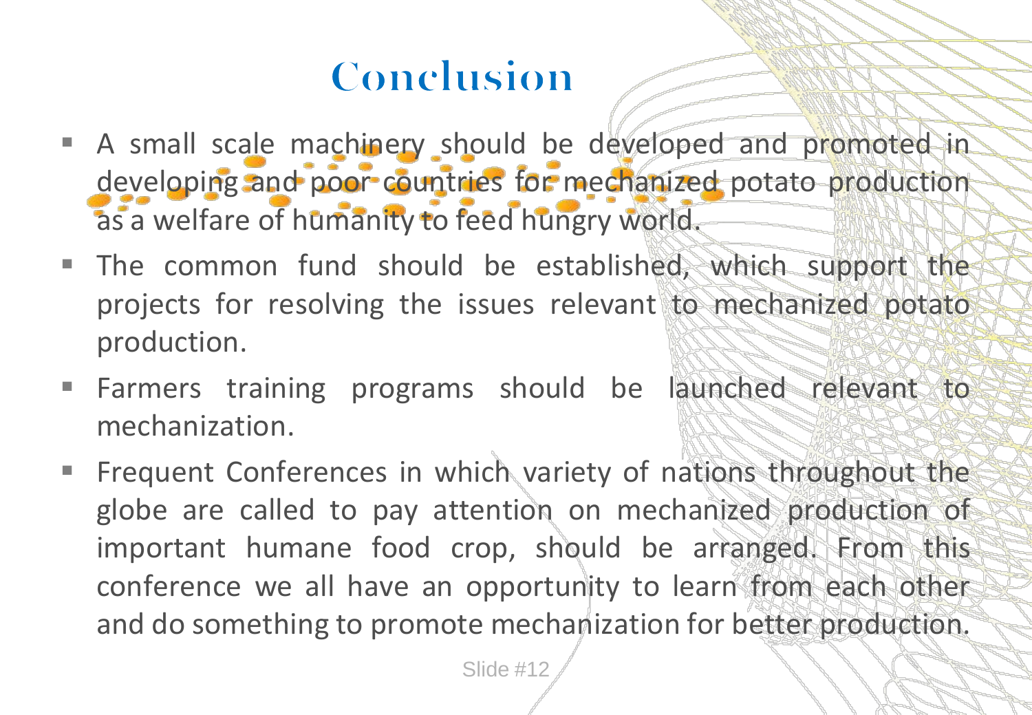# Conclusion

- A small scale machinery should be developed and promoted in developing and poor countries for mechanized potato production as a welfare of humanity to feed hungry world.
- The common fund should be established, which support the projects for resolving the issues relevant to mechanized potato production.
- Farmers training programs should be launched relevant to mechanization.
- Frequent Conferences in which variety of nations throughout the globe are called to pay attention on mechanized production of important humane food crop, should be arranged. From this conference we all have an opportunity to learn from each other and do something to promote mechanization for better production.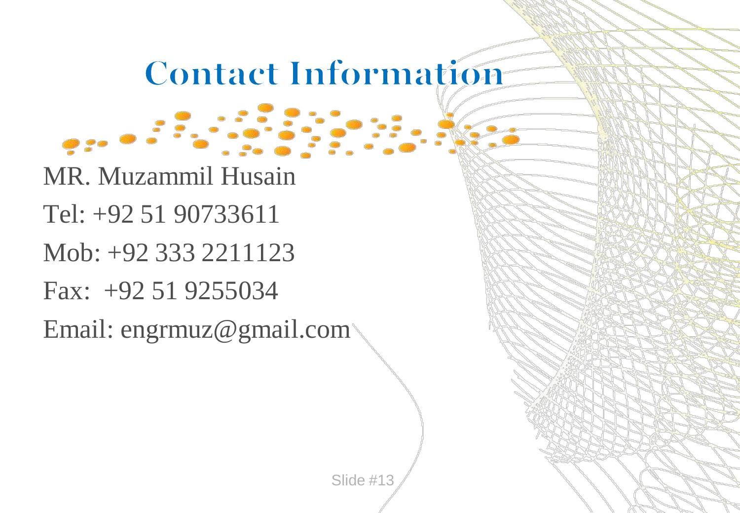# Contact Information

MR. Muzammil Husain

Tel: +92 51 90733611

Mob: +92 333 2211123

Fax: +92 51 9255034

Email: engrmuz@gmail.com